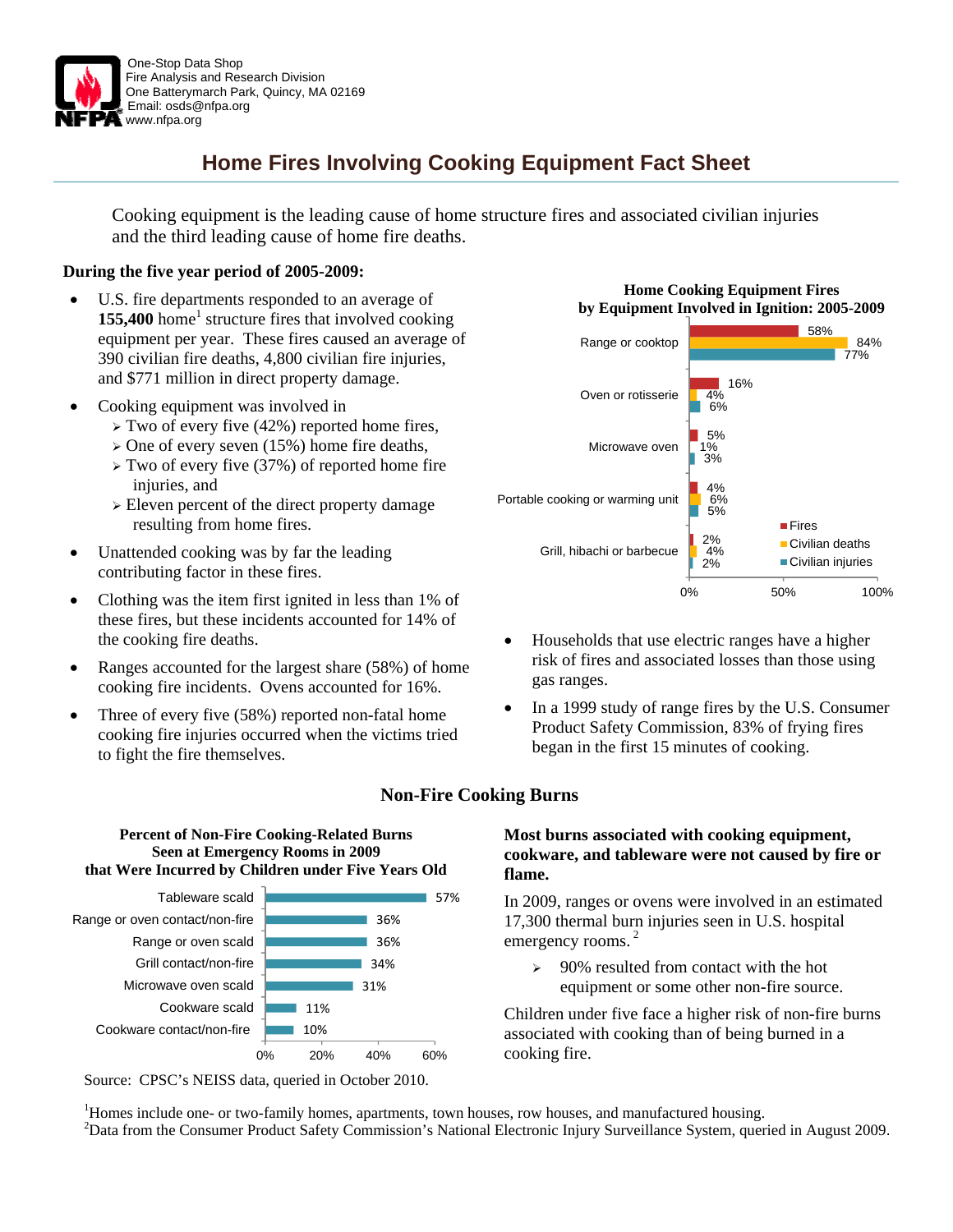One-Stop Data Shop
Fire Analysis and Research Division
One Batterymarch Park, Quincy, MA 02169
Email: osds@nfpa.org
www.nfpa.org

# Home Fires Involving Cooking Equipment Fact Sheet

Cooking equipment is the leading cause of home structure fires and associated civilian injuries and the third leading cause of home fire deaths.

**During the five year period of 2005-2009:**

- U.S. fire departments responded to an average of **155,400** home[1] structure fires that involved cooking equipment per year. These fires caused an average of 390 civilian fire deaths, 4,800 civilian fire injuries, and $771 million in direct property damage.
- Cooking equipment was involved in
  - Two of every five (42%) reported home fires,
  - One of every seven (15%) home fire deaths,
  - Two of every five (37%) of reported home fire injuries, and
  - Eleven percent of the direct property damage resulting from home fires.
- Unattended cooking was by far the leading contributing factor in these fires.
- Clothing was the item first ignited in less than 1% of these fires, but these incidents accounted for 14% of the cooking fire deaths.
- Ranges accounted for the largest share (58%) of home cooking fire incidents. Ovens accounted for 16%.
- Three of every five (58%) reported non-fatal home cooking fire injuries occurred when the victims tried to fight the fire themselves.

**Home Cooking Equipment Fires by Equipment Involved in Ignition: 2005-2009**

| Equipment | Fires | Civilian deaths | Civilian injuries |
|---|---|---|---|
| Range or cooktop | 58% | 84% | 77% |
| Oven or rotisserie | 16% | 4% | 6% |
| Microwave oven | 5% | 1% | 3% |
| Portable cooking or warming unit | 4% | 6% | 5% |
| Grill, hibachi or barbecue | 2% | 4% | 2% |

- Households that use electric ranges have a higher risk of fires and associated losses than those using gas ranges.
- In a 1999 study of range fires by the U.S. Consumer Product Safety Commission, 83% of frying fires began in the first 15 minutes of cooking.

## Non-Fire Cooking Burns

**Percent of Non-Fire Cooking-Related Burns Seen at Emergency Rooms in 2009 that Were Incurred by Children under Five Years Old**

| Type | Percent |
|---|---|
| Tableware scald | 57% |
| Range or oven contact/non-fire | 36% |
| Range or oven scald | 36% |
| Grill contact/non-fire | 34% |
| Microwave oven scald | 31% |
| Cookware scald | 11% |
| Cookware contact/non-fire | 10% |

Source: CPSC's NEISS data, queried in October 2010.

**Most burns associated with cooking equipment, cookware, and tableware were not caused by fire or flame.**

In 2009, ranges or ovens were involved in an estimated 17,300 thermal burn injuries seen in U.S. hospital emergency rooms.[2]

- 90% resulted from contact with the hot equipment or some other non-fire source.

Children under five face a higher risk of non-fire burns associated with cooking than of being burned in a cooking fire.

[1]Homes include one- or two-family homes, apartments, town houses, row houses, and manufactured housing.
[2]Data from the Consumer Product Safety Commission's National Electronic Injury Surveillance System, queried in August 2009.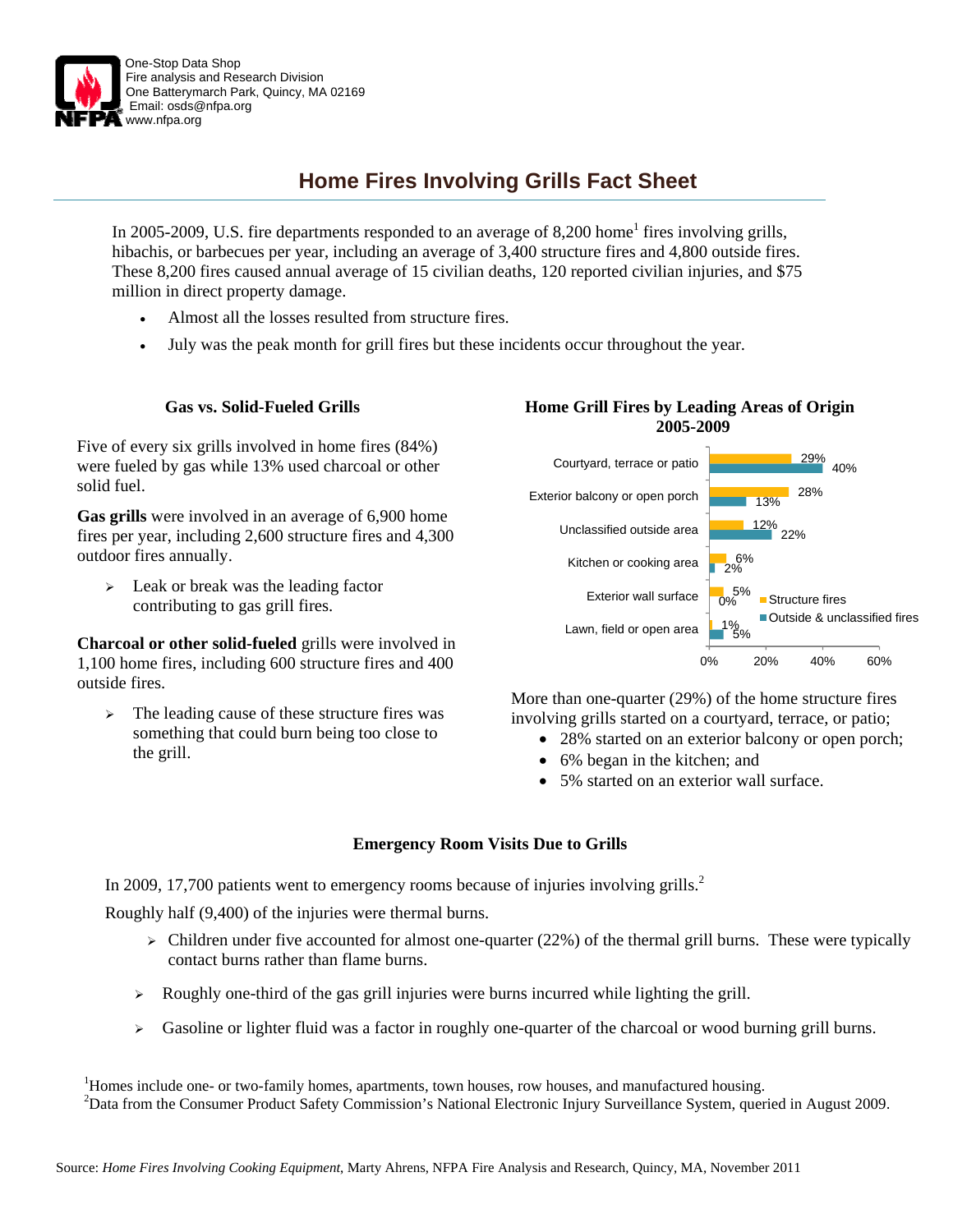One-Stop Data Shop
Fire analysis and Research Division
One Batterymarch Park, Quincy, MA 02169
Email: osds@nfpa.org
www.nfpa.org

# Home Fires Involving Grills Fact Sheet

In 2005-2009, U.S. fire departments responded to an average of 8,200 home[1] fires involving grills, hibachis, or barbecues per year, including an average of 3,400 structure fires and 4,800 outside fires. These 8,200 fires caused annual average of 15 civilian deaths, 120 reported civilian injuries, and $75 million in direct property damage.

- Almost all the losses resulted from structure fires.
- July was the peak month for grill fires but these incidents occur throughout the year.

### Gas vs. Solid-Fueled Grills

Five of every six grills involved in home fires (84%) were fueled by gas while 13% used charcoal or other solid fuel.

**Gas grills** were involved in an average of 6,900 home fires per year, including 2,600 structure fires and 4,300 outdoor fires annually.

- Leak or break was the leading factor contributing to gas grill fires.

**Charcoal or other solid-fueled** grills were involved in 1,100 home fires, including 600 structure fires and 400 outside fires.

- The leading cause of these structure fires was something that could burn being too close to the grill.

### Home Grill Fires by Leading Areas of Origin 2005-2009

Courtyard, terrace or patio 29% 40%
Exterior balcony or open porch 28% 13%
Unclassified outside area 12% 22%
Kitchen or cooking area 6% 2%
Exterior wall surface 5% 0%
Lawn, field or open area 1% 5%
Structure fires
Outside & unclassified fires
0% 20% 40% 60%

More than one-quarter (29%) of the home structure fires involving grills started on a courtyard, terrace, or patio;

- 28% started on an exterior balcony or open porch;
- 6% began in the kitchen; and
- 5% started on an exterior wall surface.

### Emergency Room Visits Due to Grills

In 2009, 17,700 patients went to emergency rooms because of injuries involving grills.[2]

Roughly half (9,400) of the injuries were thermal burns.

- Children under five accounted for almost one-quarter (22%) of the thermal grill burns. These were typically contact burns rather than flame burns.
- Roughly one-third of the gas grill injuries were burns incurred while lighting the grill.
- Gasoline or lighter fluid was a factor in roughly one-quarter of the charcoal or wood burning grill burns.

[1]Homes include one- or two-family homes, apartments, town houses, row houses, and manufactured housing.
[2]Data from the Consumer Product Safety Commission's National Electronic Injury Surveillance System, queried in August 2009.

Source: *Home Fires Involving Cooking Equipment*, Marty Ahrens, NFPA Fire Analysis and Research, Quincy, MA, November 2011